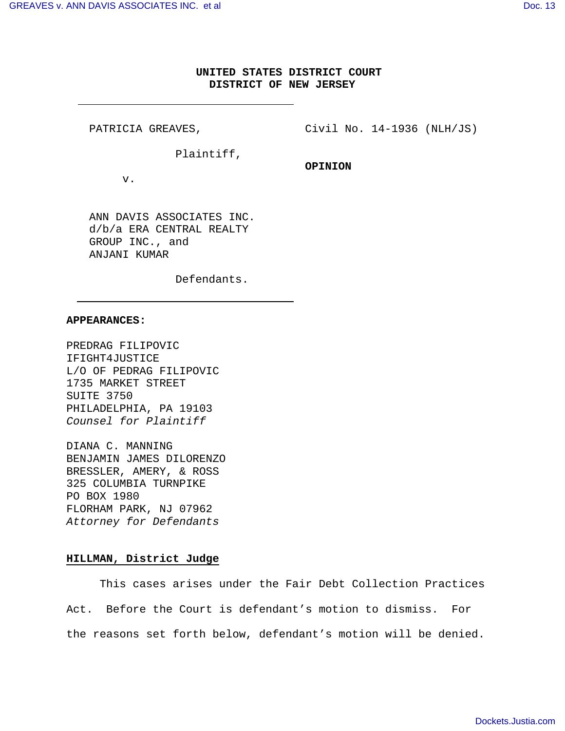**UNITED STATES DISTRICT COURT**
**DISTRICT OF NEW JERSEY**

PATRICIA GREAVES,

Plaintiff,

v.

ANN DAVIS ASSOCIATES INC. d/b/a ERA CENTRAL REALTY GROUP INC., and ANJANI KUMAR

Defendants.

Civil No. 14-1936 (NLH/JS)

**OPINION**

**APPEARANCES:**

PREDRAG FILIPOVIC
IFIGHT4JUSTICE
L/O OF PEDRAG FILIPOVIC
1735 MARKET STREET
SUITE 3750
PHILADELPHIA, PA 19103
*Counsel for Plaintiff*

DIANA C. MANNING
BENJAMIN JAMES DILORENZO
BRESSLER, AMERY, & ROSS
325 COLUMBIA TURNPIKE
PO BOX 1980
FLORHAM PARK, NJ 07962
*Attorney for Defendants*

**HILLMAN, District Judge**

This cases arises under the Fair Debt Collection Practices Act. Before the Court is defendant's motion to dismiss. For the reasons set forth below, defendant's motion will be denied.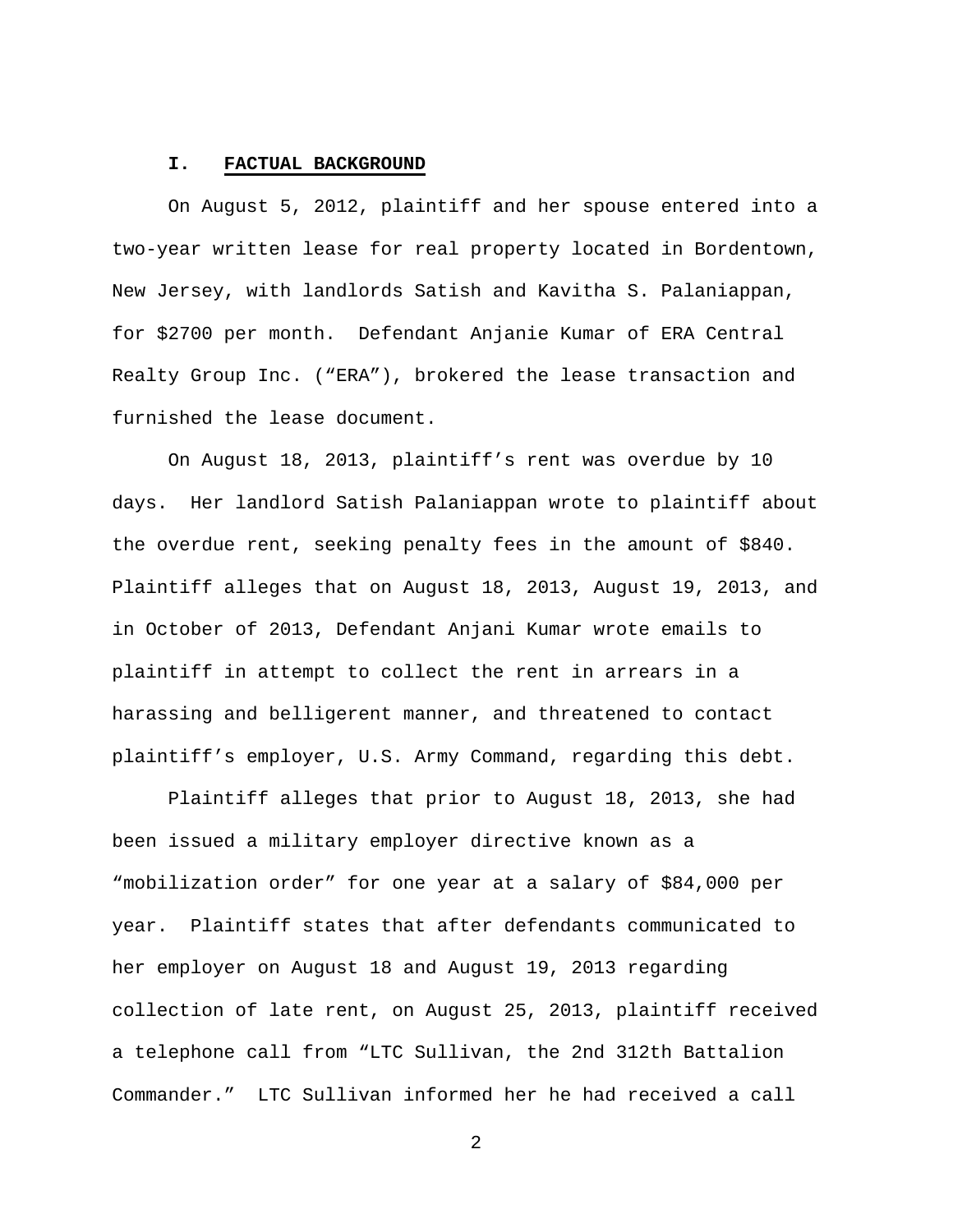## I. FACTUAL BACKGROUND

On August 5, 2012, plaintiff and her spouse entered into a two-year written lease for real property located in Bordentown, New Jersey, with landlords Satish and Kavitha S. Palaniappan, for $2700 per month. Defendant Anjanie Kumar of ERA Central Realty Group Inc. ("ERA"), brokered the lease transaction and furnished the lease document.

On August 18, 2013, plaintiff's rent was overdue by 10 days. Her landlord Satish Palaniappan wrote to plaintiff about the overdue rent, seeking penalty fees in the amount of $840. Plaintiff alleges that on August 18, 2013, August 19, 2013, and in October of 2013, Defendant Anjani Kumar wrote emails to plaintiff in attempt to collect the rent in arrears in a harassing and belligerent manner, and threatened to contact plaintiff's employer, U.S. Army Command, regarding this debt.

Plaintiff alleges that prior to August 18, 2013, she had been issued a military employer directive known as a "mobilization order" for one year at a salary of $84,000 per year. Plaintiff states that after defendants communicated to her employer on August 18 and August 19, 2013 regarding collection of late rent, on August 25, 2013, plaintiff received a telephone call from "LTC Sullivan, the 2nd 312th Battalion Commander." LTC Sullivan informed her he had received a call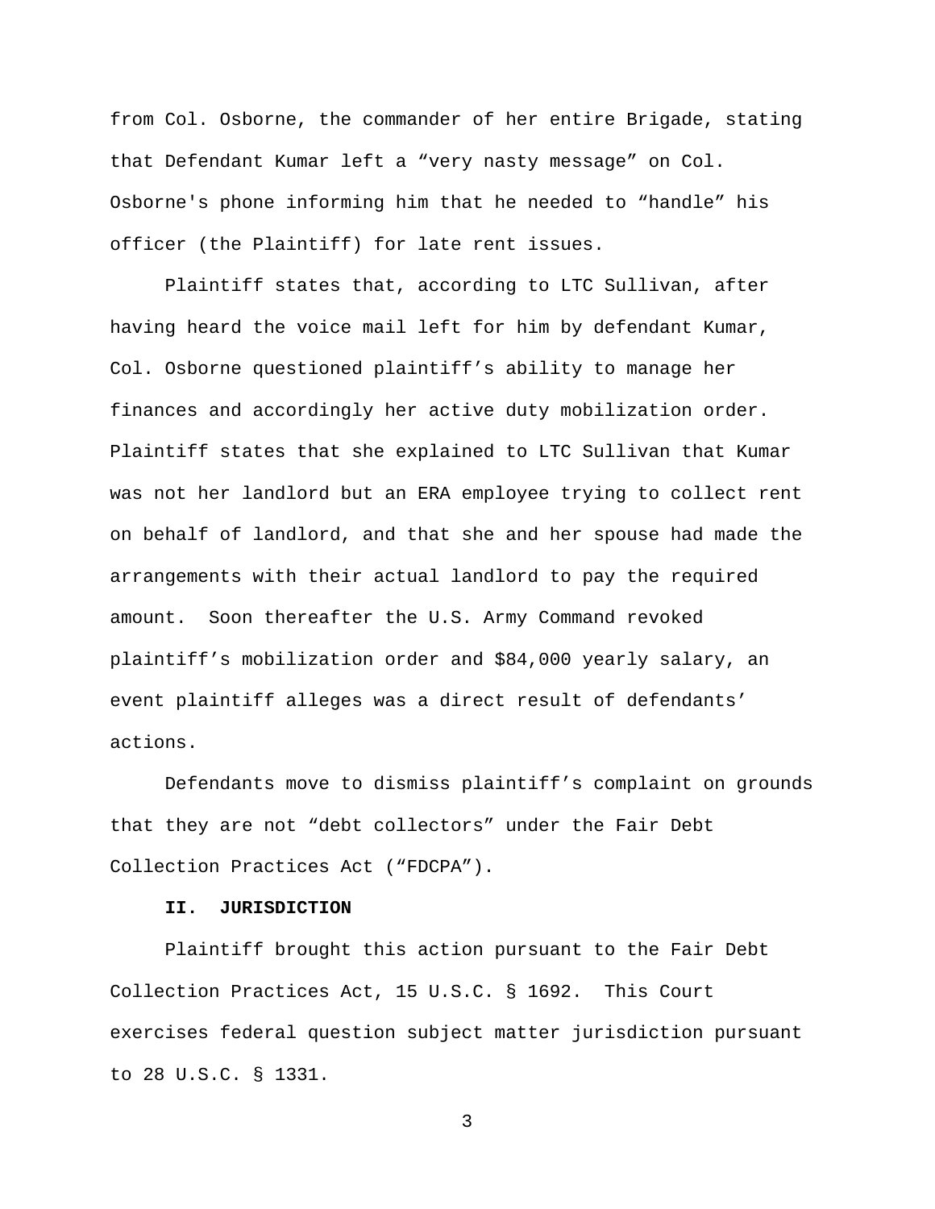from Col. Osborne, the commander of her entire Brigade, stating that Defendant Kumar left a “very nasty message” on Col. Osborne's phone informing him that he needed to “handle” his officer (the Plaintiff) for late rent issues.

Plaintiff states that, according to LTC Sullivan, after having heard the voice mail left for him by defendant Kumar, Col. Osborne questioned plaintiff’s ability to manage her finances and accordingly her active duty mobilization order. Plaintiff states that she explained to LTC Sullivan that Kumar was not her landlord but an ERA employee trying to collect rent on behalf of landlord, and that she and her spouse had made the arrangements with their actual landlord to pay the required amount. Soon thereafter the U.S. Army Command revoked plaintiff’s mobilization order and $84,000 yearly salary, an event plaintiff alleges was a direct result of defendants’ actions.

Defendants move to dismiss plaintiff’s complaint on grounds that they are not “debt collectors” under the Fair Debt Collection Practices Act (“FDCPA”).

## II. JURISDICTION

Plaintiff brought this action pursuant to the Fair Debt Collection Practices Act, 15 U.S.C. § 1692. This Court exercises federal question subject matter jurisdiction pursuant to 28 U.S.C. § 1331.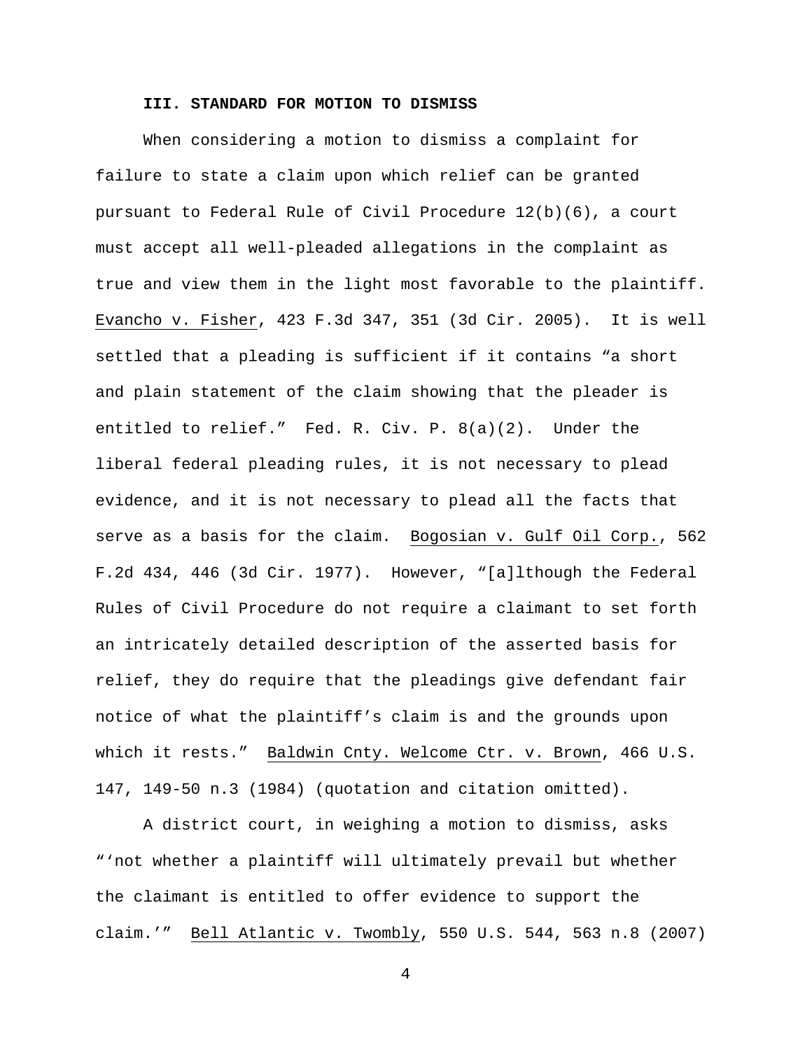### III. STANDARD FOR MOTION TO DISMISS

When considering a motion to dismiss a complaint for failure to state a claim upon which relief can be granted pursuant to Federal Rule of Civil Procedure 12(b)(6), a court must accept all well-pleaded allegations in the complaint as true and view them in the light most favorable to the plaintiff. Evancho v. Fisher, 423 F.3d 347, 351 (3d Cir. 2005). It is well settled that a pleading is sufficient if it contains "a short and plain statement of the claim showing that the pleader is entitled to relief." Fed. R. Civ. P. 8(a)(2). Under the liberal federal pleading rules, it is not necessary to plead evidence, and it is not necessary to plead all the facts that serve as a basis for the claim. Bogosian v. Gulf Oil Corp., 562 F.2d 434, 446 (3d Cir. 1977). However, "[a]lthough the Federal Rules of Civil Procedure do not require a claimant to set forth an intricately detailed description of the asserted basis for relief, they do require that the pleadings give defendant fair notice of what the plaintiff's claim is and the grounds upon which it rests." Baldwin Cnty. Welcome Ctr. v. Brown, 466 U.S. 147, 149-50 n.3 (1984) (quotation and citation omitted).

A district court, in weighing a motion to dismiss, asks "'not whether a plaintiff will ultimately prevail but whether the claimant is entitled to offer evidence to support the claim.'" Bell Atlantic v. Twombly, 550 U.S. 544, 563 n.8 (2007)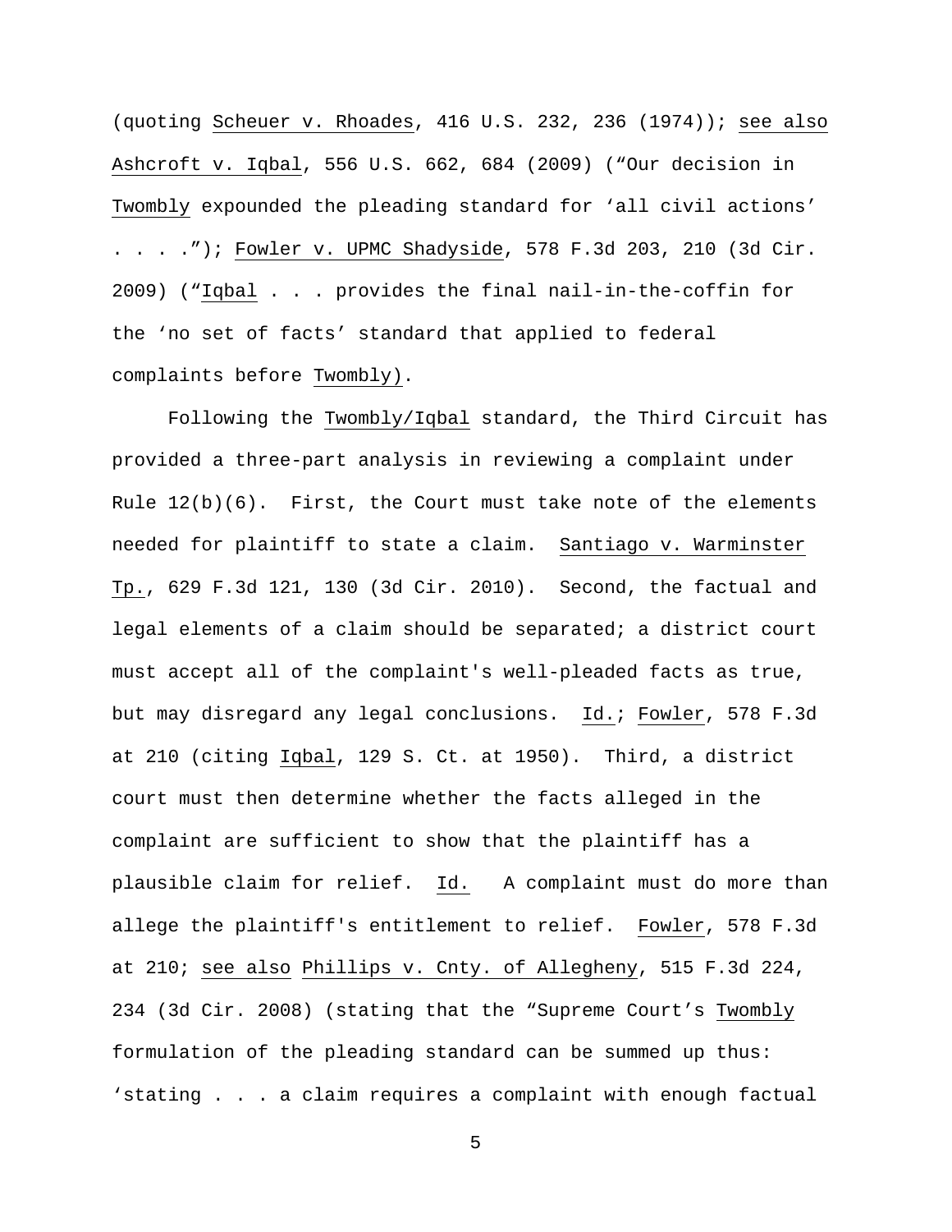(quoting Scheuer v. Rhoades, 416 U.S. 232, 236 (1974)); see also Ashcroft v. Iqbal, 556 U.S. 662, 684 (2009) ("Our decision in Twombly expounded the pleading standard for 'all civil actions' . . . ."); Fowler v. UPMC Shadyside, 578 F.3d 203, 210 (3d Cir. 2009) ("Iqbal . . . provides the final nail-in-the-coffin for the 'no set of facts' standard that applied to federal complaints before Twombly).

Following the Twombly/Iqbal standard, the Third Circuit has provided a three-part analysis in reviewing a complaint under Rule 12(b)(6). First, the Court must take note of the elements needed for plaintiff to state a claim. Santiago v. Warminster Tp., 629 F.3d 121, 130 (3d Cir. 2010). Second, the factual and legal elements of a claim should be separated; a district court must accept all of the complaint's well-pleaded facts as true, but may disregard any legal conclusions. Id.; Fowler, 578 F.3d at 210 (citing Iqbal, 129 S. Ct. at 1950). Third, a district court must then determine whether the facts alleged in the complaint are sufficient to show that the plaintiff has a plausible claim for relief. Id. A complaint must do more than allege the plaintiff's entitlement to relief. Fowler, 578 F.3d at 210; see also Phillips v. Cnty. of Allegheny, 515 F.3d 224, 234 (3d Cir. 2008) (stating that the "Supreme Court's Twombly formulation of the pleading standard can be summed up thus: 'stating . . . a claim requires a complaint with enough factual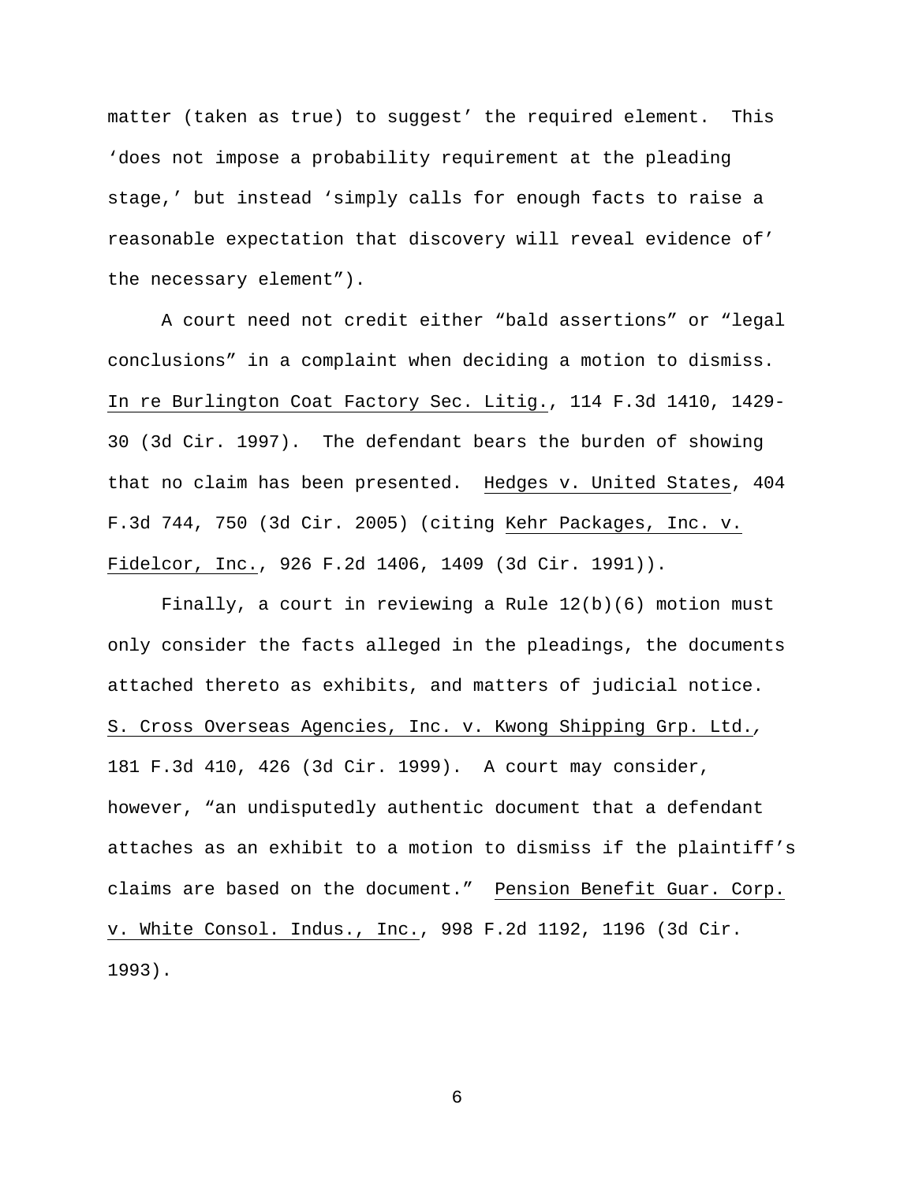matter (taken as true) to suggest' the required element. This 'does not impose a probability requirement at the pleading stage,' but instead 'simply calls for enough facts to raise a reasonable expectation that discovery will reveal evidence of' the necessary element").

A court need not credit either "bald assertions" or "legal conclusions" in a complaint when deciding a motion to dismiss. In re Burlington Coat Factory Sec. Litig., 114 F.3d 1410, 1429-30 (3d Cir. 1997). The defendant bears the burden of showing that no claim has been presented. Hedges v. United States, 404 F.3d 744, 750 (3d Cir. 2005) (citing Kehr Packages, Inc. v. Fidelcor, Inc., 926 F.2d 1406, 1409 (3d Cir. 1991)).

Finally, a court in reviewing a Rule 12(b)(6) motion must only consider the facts alleged in the pleadings, the documents attached thereto as exhibits, and matters of judicial notice. S. Cross Overseas Agencies, Inc. v. Kwong Shipping Grp. Ltd., 181 F.3d 410, 426 (3d Cir. 1999). A court may consider, however, "an undisputedly authentic document that a defendant attaches as an exhibit to a motion to dismiss if the plaintiff's claims are based on the document." Pension Benefit Guar. Corp. v. White Consol. Indus., Inc., 998 F.2d 1192, 1196 (3d Cir. 1993).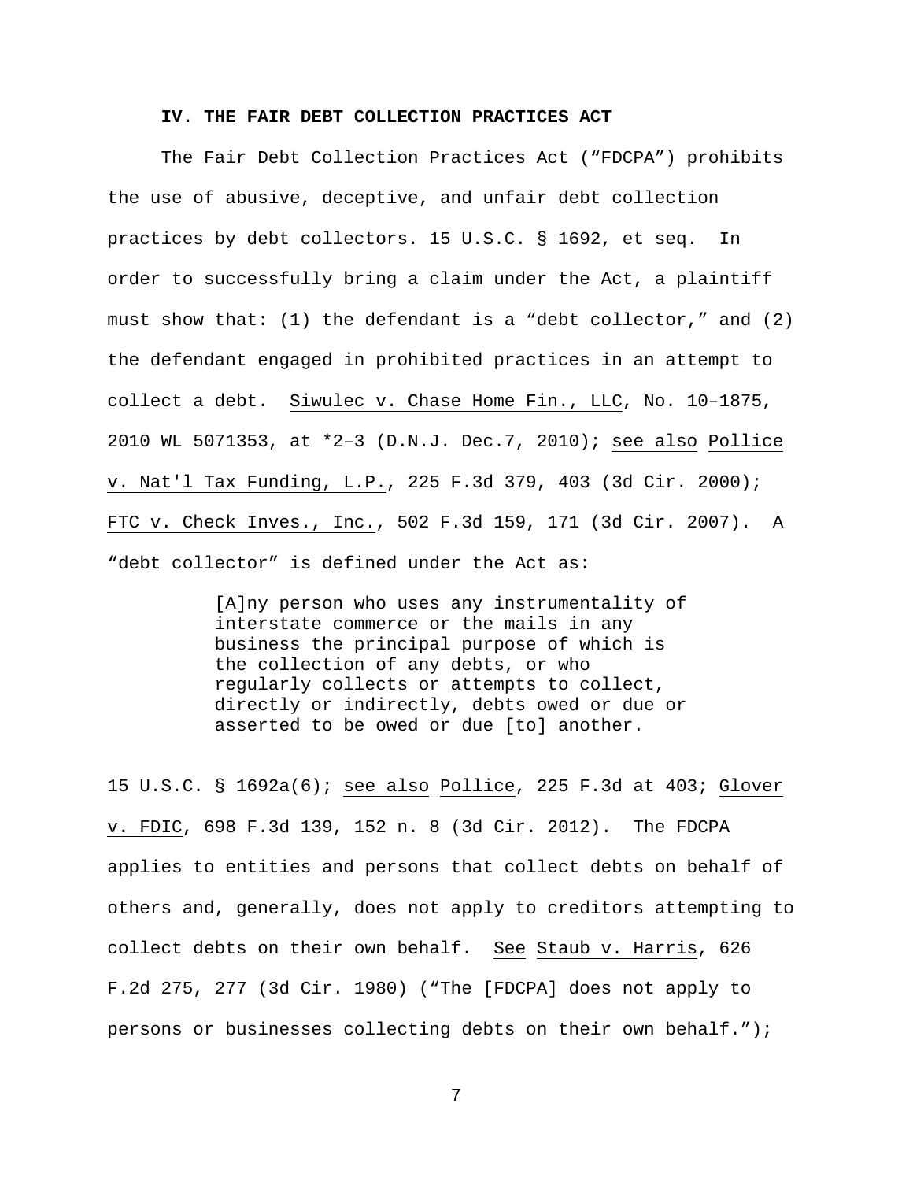## IV. THE FAIR DEBT COLLECTION PRACTICES ACT

The Fair Debt Collection Practices Act ("FDCPA") prohibits the use of abusive, deceptive, and unfair debt collection practices by debt collectors. 15 U.S.C. § 1692, et seq. In order to successfully bring a claim under the Act, a plaintiff must show that: (1) the defendant is a "debt collector," and (2) the defendant engaged in prohibited practices in an attempt to collect a debt. Siwulec v. Chase Home Fin., LLC, No. 10–1875, 2010 WL 5071353, at *2–3 (D.N.J. Dec.7, 2010); see also Pollice v. Nat'l Tax Funding, L.P., 225 F.3d 379, 403 (3d Cir. 2000); FTC v. Check Inves., Inc., 502 F.3d 159, 171 (3d Cir. 2007). A "debt collector" is defined under the Act as:

> [A]ny person who uses any instrumentality of interstate commerce or the mails in any business the principal purpose of which is the collection of any debts, or who regularly collects or attempts to collect, directly or indirectly, debts owed or due or asserted to be owed or due [to] another.

15 U.S.C. § 1692a(6); see also Pollice, 225 F.3d at 403; Glover v. FDIC, 698 F.3d 139, 152 n. 8 (3d Cir. 2012). The FDCPA applies to entities and persons that collect debts on behalf of others and, generally, does not apply to creditors attempting to collect debts on their own behalf. See Staub v. Harris, 626 F.2d 275, 277 (3d Cir. 1980) ("The [FDCPA] does not apply to persons or businesses collecting debts on their own behalf.");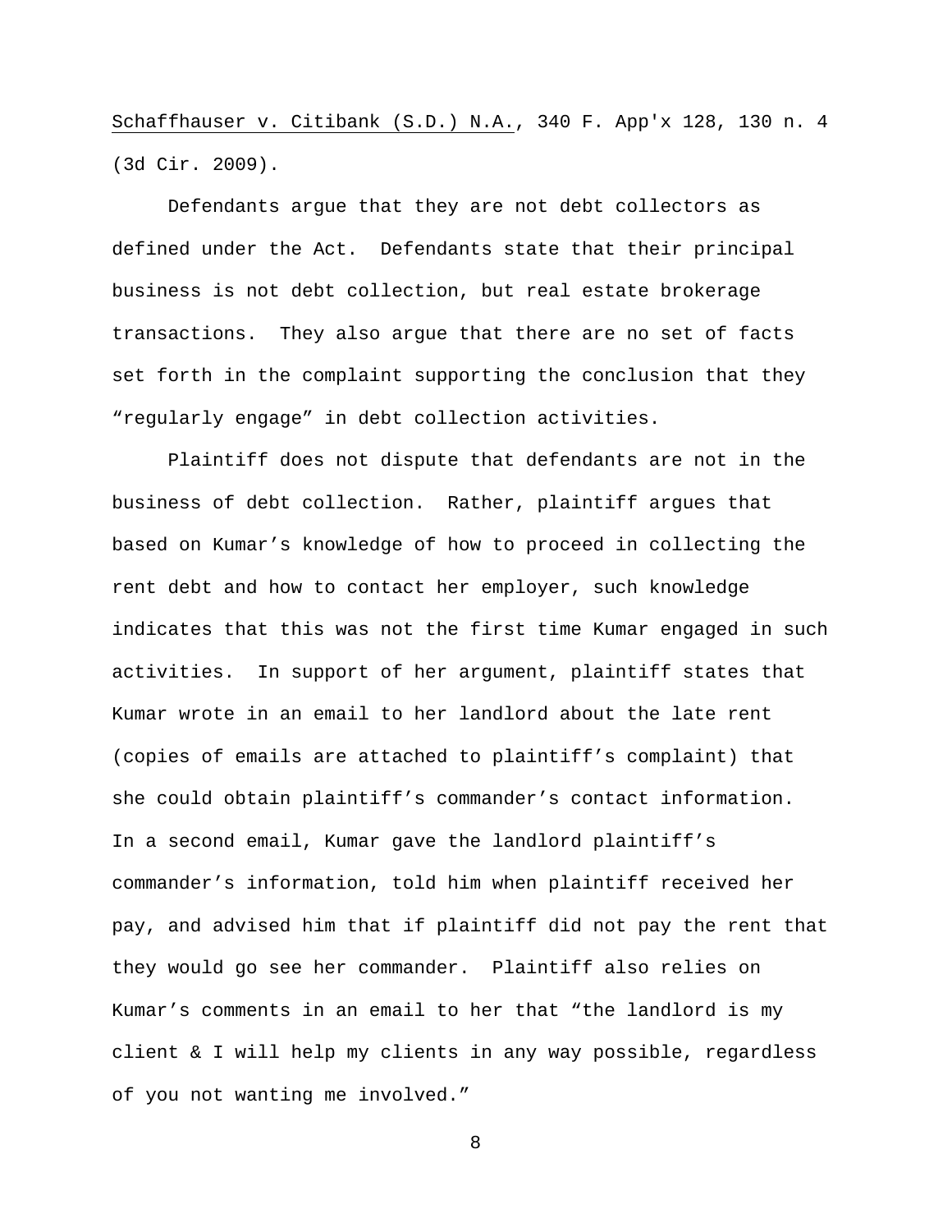Schaffhauser v. Citibank (S.D.) N.A., 340 F. App'x 128, 130 n. 4 (3d Cir. 2009).

Defendants argue that they are not debt collectors as defined under the Act. Defendants state that their principal business is not debt collection, but real estate brokerage transactions. They also argue that there are no set of facts set forth in the complaint supporting the conclusion that they "regularly engage" in debt collection activities.

Plaintiff does not dispute that defendants are not in the business of debt collection. Rather, plaintiff argues that based on Kumar's knowledge of how to proceed in collecting the rent debt and how to contact her employer, such knowledge indicates that this was not the first time Kumar engaged in such activities. In support of her argument, plaintiff states that Kumar wrote in an email to her landlord about the late rent (copies of emails are attached to plaintiff's complaint) that she could obtain plaintiff's commander's contact information. In a second email, Kumar gave the landlord plaintiff's commander's information, told him when plaintiff received her pay, and advised him that if plaintiff did not pay the rent that they would go see her commander. Plaintiff also relies on Kumar's comments in an email to her that "the landlord is my client & I will help my clients in any way possible, regardless of you not wanting me involved."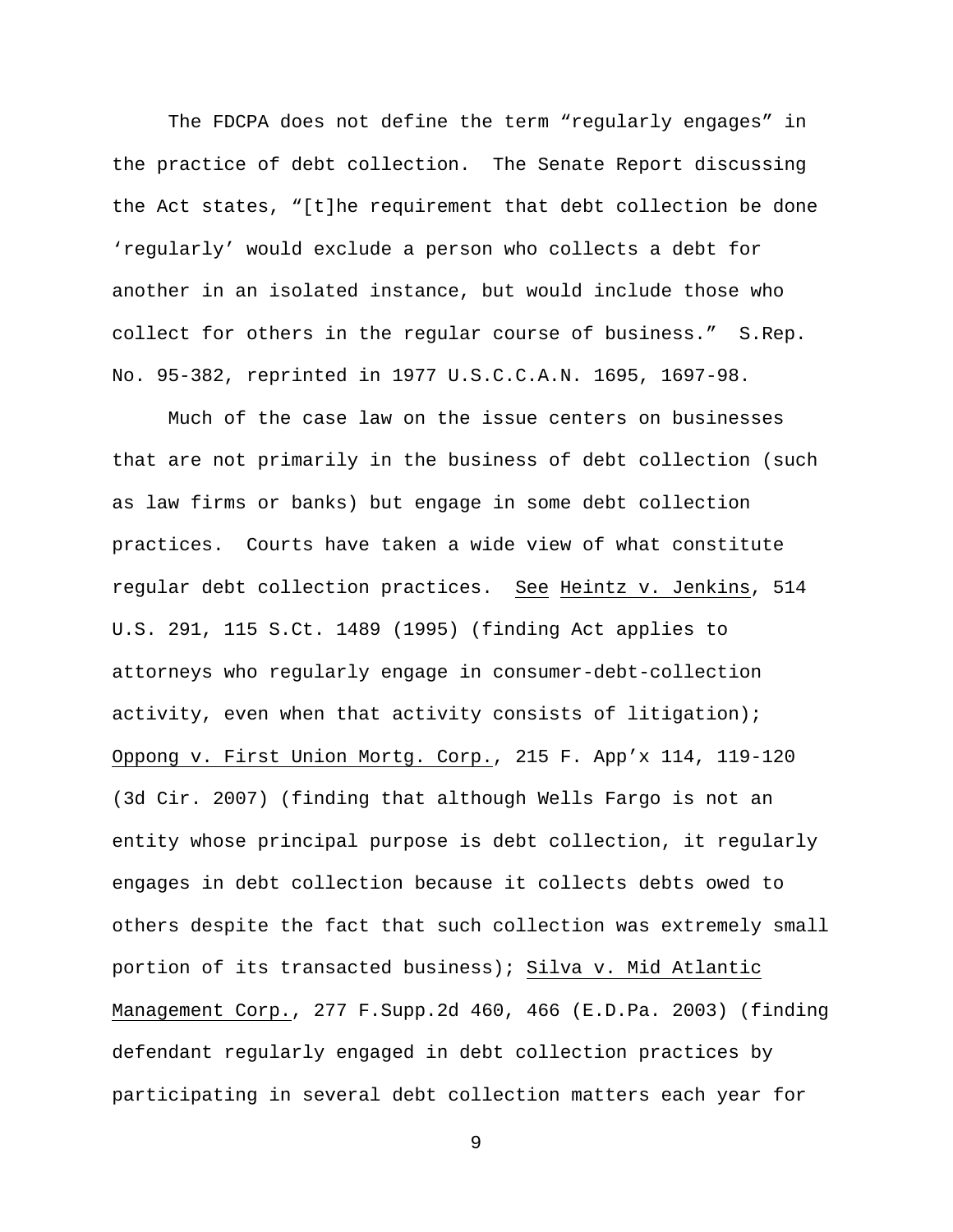The FDCPA does not define the term “regularly engages” in the practice of debt collection. The Senate Report discussing the Act states, “[t]he requirement that debt collection be done ‘regularly’ would exclude a person who collects a debt for another in an isolated instance, but would include those who collect for others in the regular course of business.” S.Rep. No. 95-382, reprinted in 1977 U.S.C.C.A.N. 1695, 1697-98.

Much of the case law on the issue centers on businesses that are not primarily in the business of debt collection (such as law firms or banks) but engage in some debt collection practices. Courts have taken a wide view of what constitute regular debt collection practices. See Heintz v. Jenkins, 514 U.S. 291, 115 S.Ct. 1489 (1995) (finding Act applies to attorneys who regularly engage in consumer-debt-collection activity, even when that activity consists of litigation); Oppong v. First Union Mortg. Corp., 215 F. App’x 114, 119-120 (3d Cir. 2007) (finding that although Wells Fargo is not an entity whose principal purpose is debt collection, it regularly engages in debt collection because it collects debts owed to others despite the fact that such collection was extremely small portion of its transacted business); Silva v. Mid Atlantic Management Corp., 277 F.Supp.2d 460, 466 (E.D.Pa. 2003) (finding defendant regularly engaged in debt collection practices by participating in several debt collection matters each year for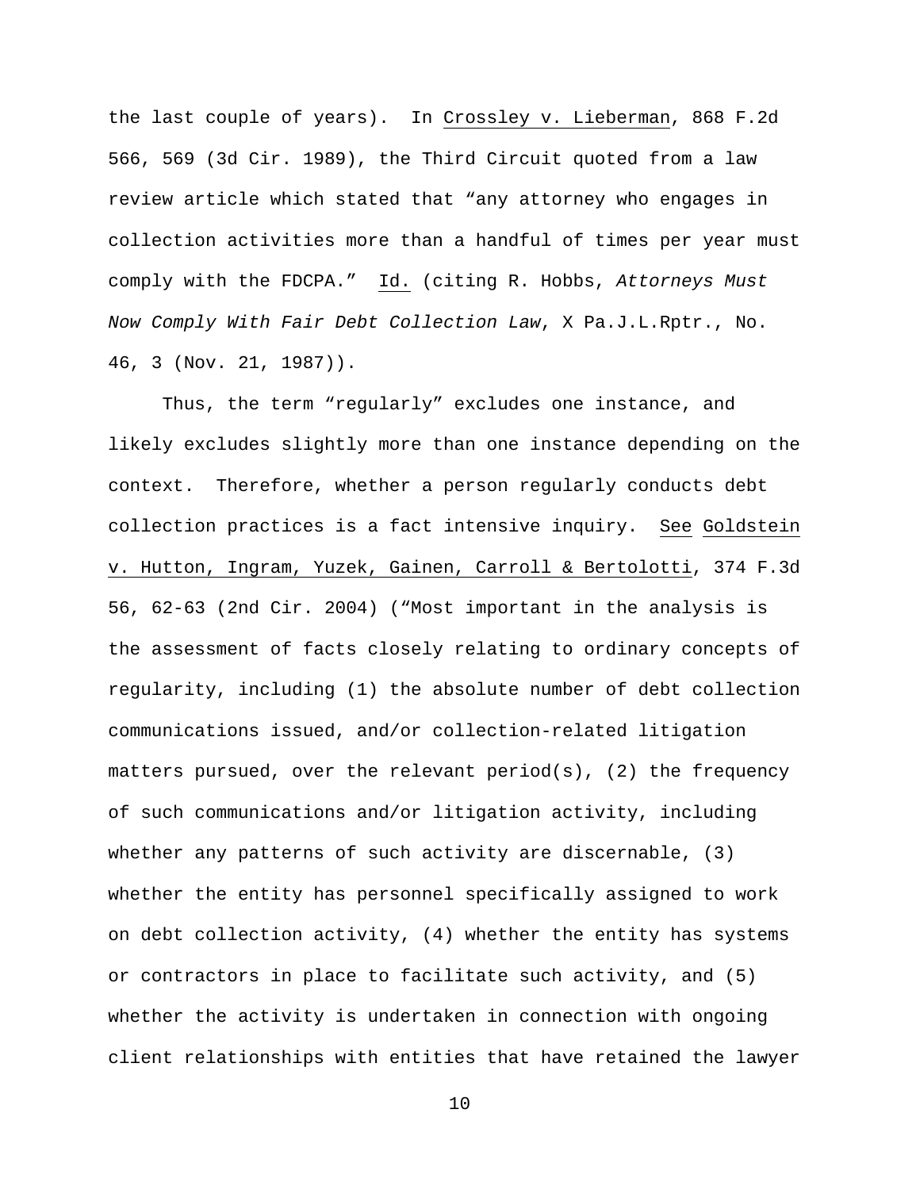the last couple of years). In Crossley v. Lieberman, 868 F.2d 566, 569 (3d Cir. 1989), the Third Circuit quoted from a law review article which stated that "any attorney who engages in collection activities more than a handful of times per year must comply with the FDCPA." Id. (citing R. Hobbs, *Attorneys Must Now Comply With Fair Debt Collection Law*, X Pa.J.L.Rptr., No. 46, 3 (Nov. 21, 1987)).

Thus, the term "regularly" excludes one instance, and likely excludes slightly more than one instance depending on the context. Therefore, whether a person regularly conducts debt collection practices is a fact intensive inquiry. See Goldstein v. Hutton, Ingram, Yuzek, Gainen, Carroll & Bertolotti, 374 F.3d 56, 62-63 (2nd Cir. 2004) ("Most important in the analysis is the assessment of facts closely relating to ordinary concepts of regularity, including (1) the absolute number of debt collection communications issued, and/or collection-related litigation matters pursued, over the relevant period(s), (2) the frequency of such communications and/or litigation activity, including whether any patterns of such activity are discernable, (3) whether the entity has personnel specifically assigned to work on debt collection activity, (4) whether the entity has systems or contractors in place to facilitate such activity, and (5) whether the activity is undertaken in connection with ongoing client relationships with entities that have retained the lawyer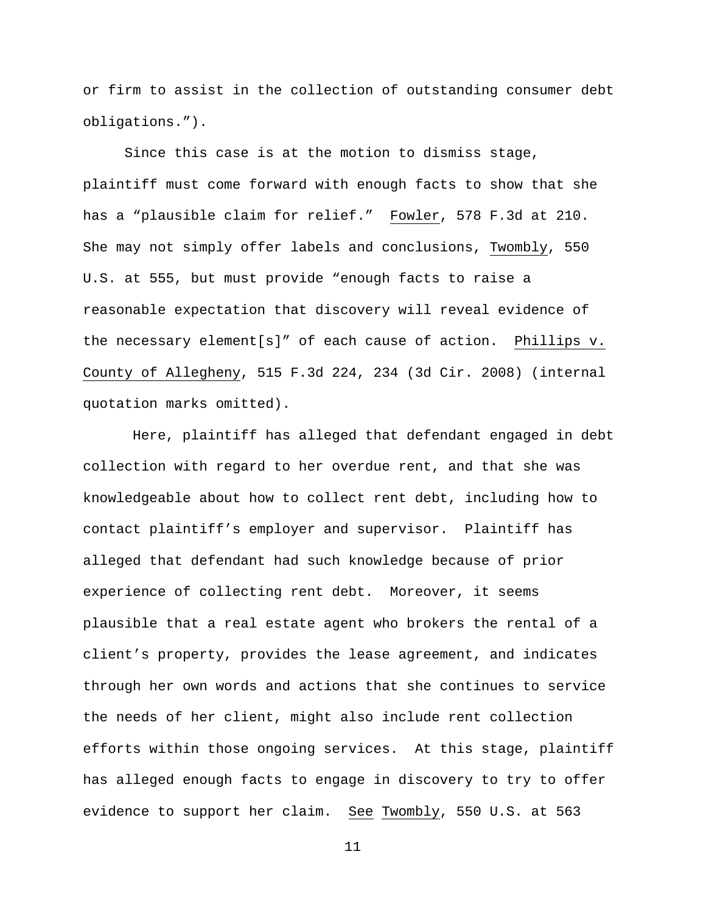or firm to assist in the collection of outstanding consumer debt obligations.”).

Since this case is at the motion to dismiss stage, plaintiff must come forward with enough facts to show that she has a “plausible claim for relief.” Fowler, 578 F.3d at 210. She may not simply offer labels and conclusions, Twombly, 550 U.S. at 555, but must provide “enough facts to raise a reasonable expectation that discovery will reveal evidence of the necessary element[s]” of each cause of action. Phillips v. County of Allegheny, 515 F.3d 224, 234 (3d Cir. 2008) (internal quotation marks omitted).

Here, plaintiff has alleged that defendant engaged in debt collection with regard to her overdue rent, and that she was knowledgeable about how to collect rent debt, including how to contact plaintiff’s employer and supervisor. Plaintiff has alleged that defendant had such knowledge because of prior experience of collecting rent debt. Moreover, it seems plausible that a real estate agent who brokers the rental of a client’s property, provides the lease agreement, and indicates through her own words and actions that she continues to service the needs of her client, might also include rent collection efforts within those ongoing services. At this stage, plaintiff has alleged enough facts to engage in discovery to try to offer evidence to support her claim. See Twombly, 550 U.S. at 563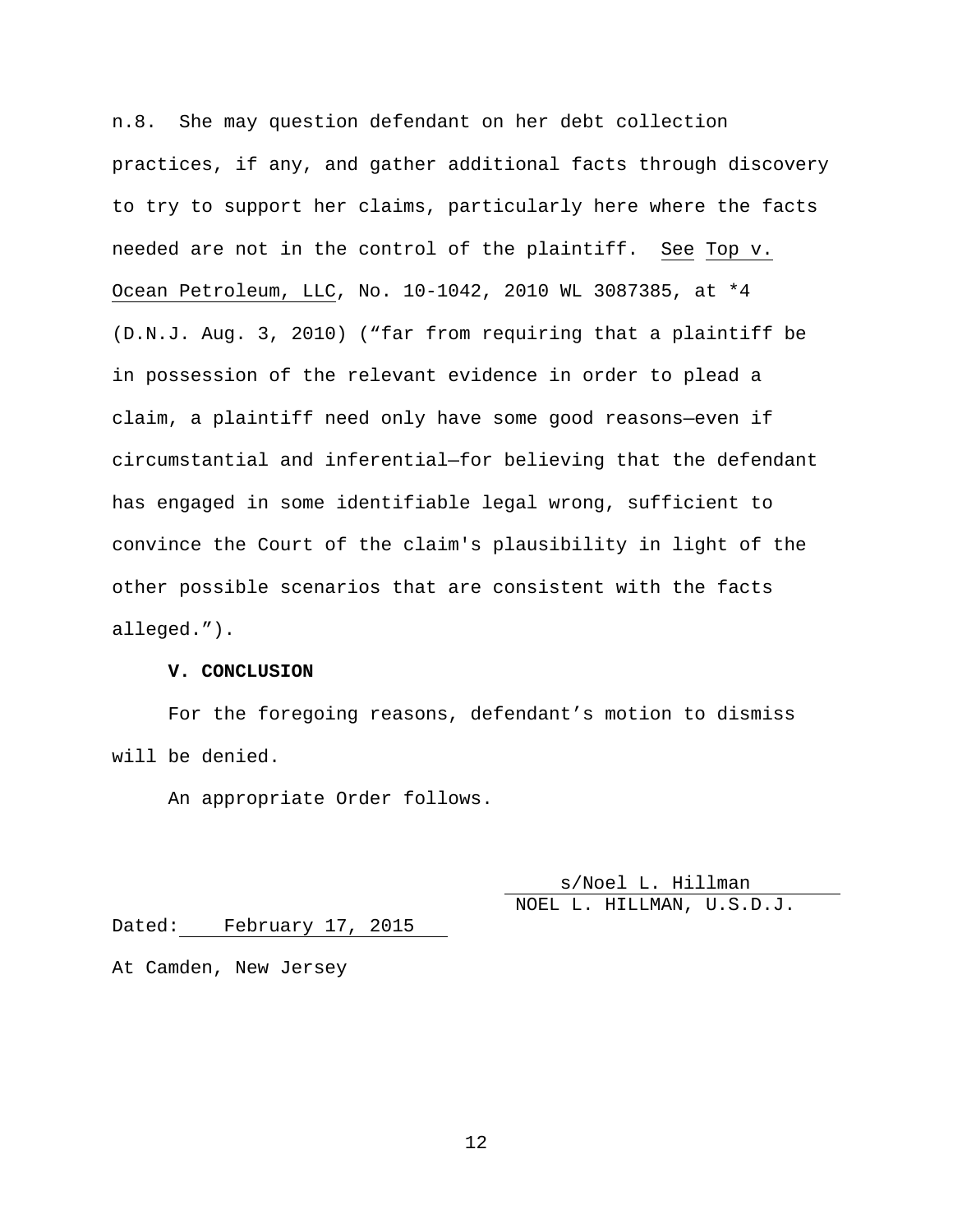n.8. She may question defendant on her debt collection practices, if any, and gather additional facts through discovery to try to support her claims, particularly here where the facts needed are not in the control of the plaintiff. See Top v. Ocean Petroleum, LLC, No. 10-1042, 2010 WL 3087385, at *4 (D.N.J. Aug. 3, 2010) ("far from requiring that a plaintiff be in possession of the relevant evidence in order to plead a claim, a plaintiff need only have some good reasons—even if circumstantial and inferential—for believing that the defendant has engaged in some identifiable legal wrong, sufficient to convince the Court of the claim's plausibility in light of the other possible scenarios that are consistent with the facts alleged.").

**V. CONCLUSION**

For the foregoing reasons, defendant's motion to dismiss will be denied.

An appropriate Order follows.

s/Noel L. Hillman
NOEL L. HILLMAN, U.S.D.J.

Dated: February 17, 2015

At Camden, New Jersey